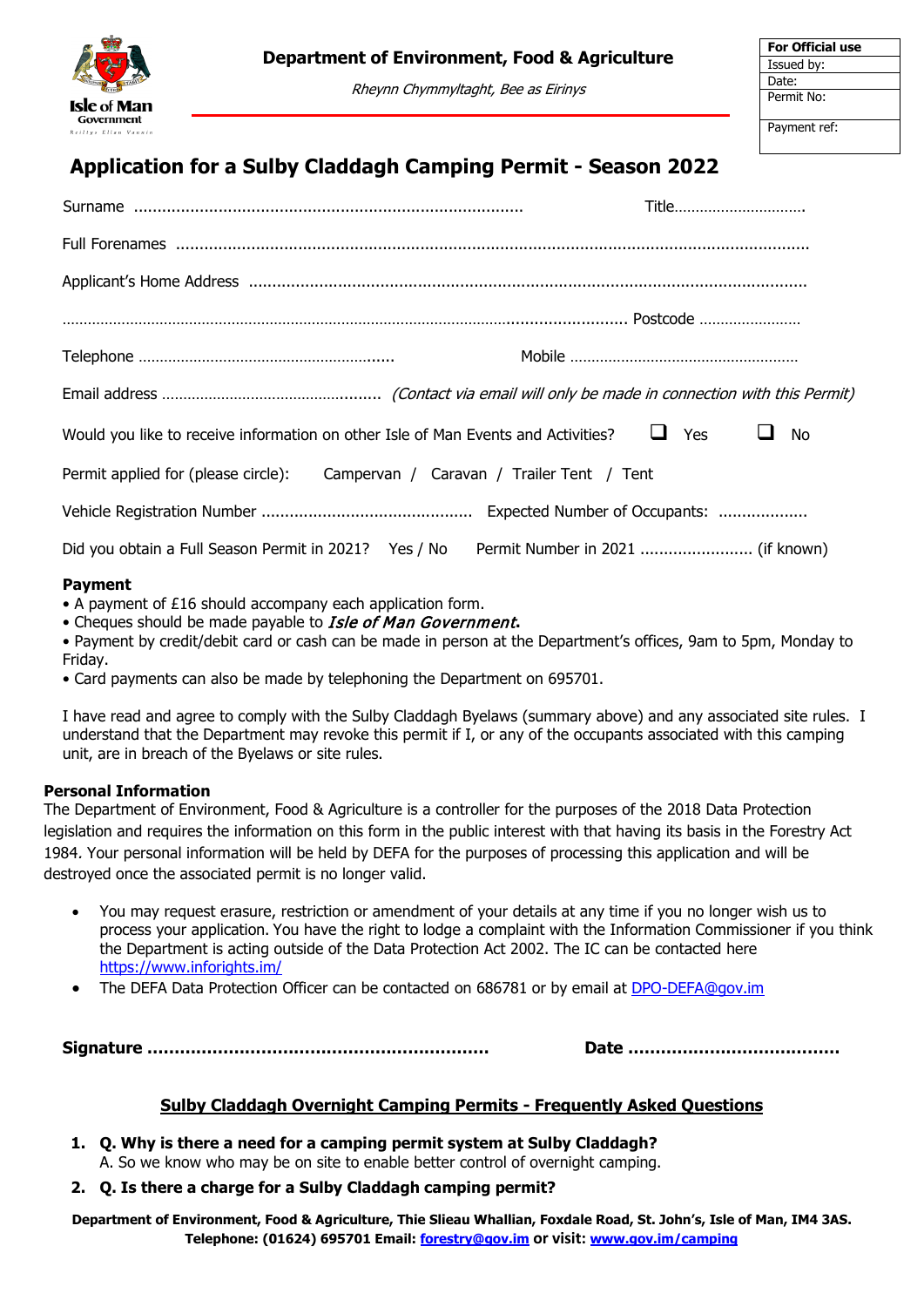Isle of Man Government
Reiltys Ellan Vannin

**Department of Environment, Food & Agriculture**

*Rheynn Chymmyltaght, Bee as Eirinys*

| For Official use |
|---|
| Issued by: |
| Date: |
| Permit No: |
| Payment ref: |

# Application for a Sulby Claddagh Camping Permit - Season 2022

Surname ........................................................................................ Title................................

Full Forenames ..........................................................................................................................................

Applicant's Home Address ............................................................................................................................

.............................................................................................................................................. Postcode ........................

Telephone ............................................................. Mobile .....................................................

Email address .................................................. *(Contact via email will only be made in connection with this Permit)*

Would you like to receive information on other Isle of Man Events and Activities? ☐ Yes ☐ No

Permit applied for (please circle): Campervan / Caravan / Trailer Tent / Tent

Vehicle Registration Number ............................................ Expected Number of Occupants: ..................

Did you obtain a Full Season Permit in 2021? Yes / No Permit Number in 2021 ........................ (if known)

**Payment**

- A payment of £16 should accompany each application form.
- Cheques should be made payable to ***Isle of Man Government*.**
- Payment by credit/debit card or cash can be made in person at the Department's offices, 9am to 5pm, Monday to Friday.
- Card payments can also be made by telephoning the Department on 695701.

I have read and agree to comply with the Sulby Claddagh Byelaws (summary above) and any associated site rules. I understand that the Department may revoke this permit if I, or any of the occupants associated with this camping unit, are in breach of the Byelaws or site rules.

**Personal Information**

The Department of Environment, Food & Agriculture is a controller for the purposes of the 2018 Data Protection legislation and requires the information on this form in the public interest with that having its basis in the Forestry Act 1984. Your personal information will be held by DEFA for the purposes of processing this application and will be destroyed once the associated permit is no longer valid.

- You may request erasure, restriction or amendment of your details at any time if you no longer wish us to process your application. You have the right to lodge a complaint with the Information Commissioner if you think the Department is acting outside of the Data Protection Act 2002. The IC can be contacted here https://www.inforights.im/
- The DEFA Data Protection Officer can be contacted on 686781 or by email at DPO-DEFA@gov.im

**Signature ..............................................................** **Date ......................................**

## Sulby Claddagh Overnight Camping Permits - Frequently Asked Questions

1. **Q. Why is there a need for a camping permit system at Sulby Claddagh?**
   A. So we know who may be on site to enable better control of overnight camping.
2. **Q. Is there a charge for a Sulby Claddagh camping permit?**

**Department of Environment, Food & Agriculture, Thie Slieau Whallian, Foxdale Road, St. John's, Isle of Man, IM4 3AS. Telephone: (01624) 695701 Email: forestry@gov.im or visit: www.gov.im/camping**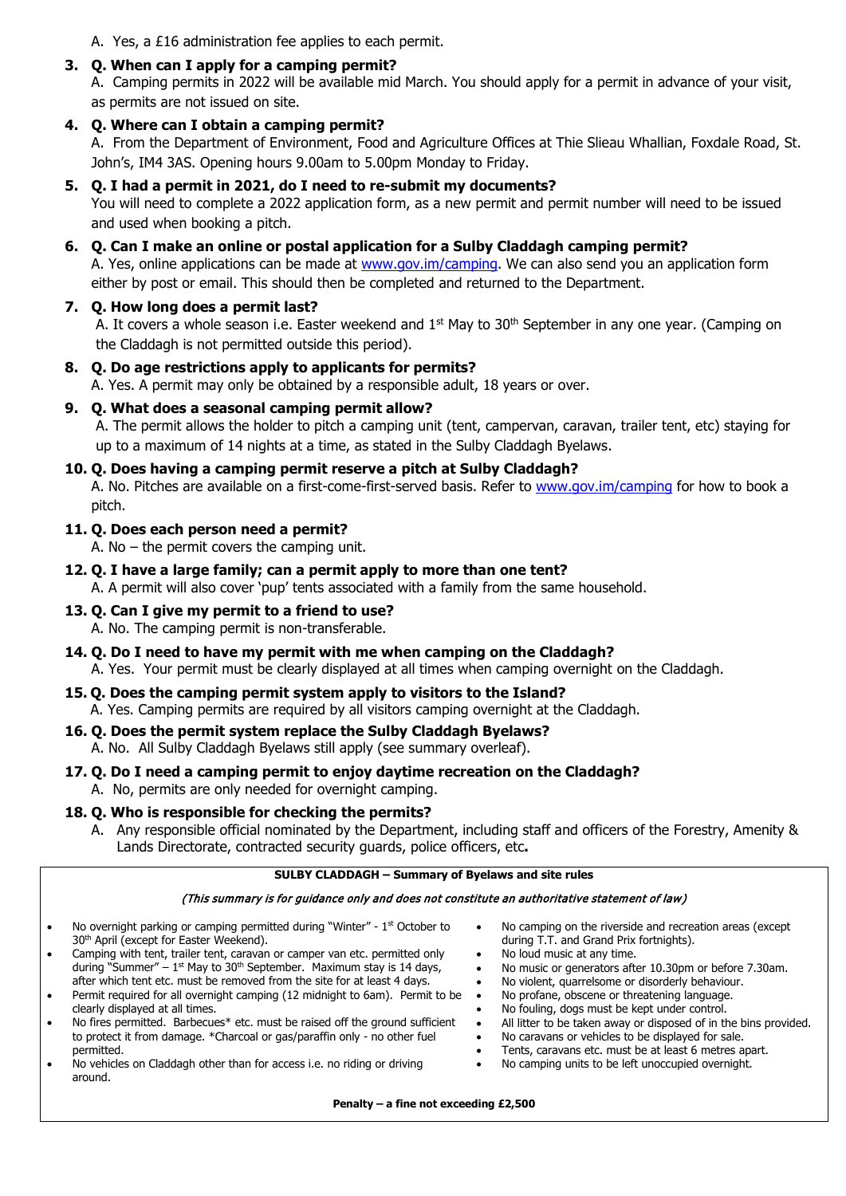A. Yes, a £16 administration fee applies to each permit.

**3. Q. When can I apply for a camping permit?**
A. Camping permits in 2022 will be available mid March. You should apply for a permit in advance of your visit, as permits are not issued on site.

**4. Q. Where can I obtain a camping permit?**
A. From the Department of Environment, Food and Agriculture Offices at Thie Slieau Whallian, Foxdale Road, St. John's, IM4 3AS. Opening hours 9.00am to 5.00pm Monday to Friday.

**5. Q. I had a permit in 2021, do I need to re-submit my documents?**
You will need to complete a 2022 application form, as a new permit and permit number will need to be issued and used when booking a pitch.

**6. Q. Can I make an online or postal application for a Sulby Claddagh camping permit?**
A. Yes, online applications can be made at www.gov.im/camping. We can also send you an application form either by post or email. This should then be completed and returned to the Department.

**7. Q. How long does a permit last?**
A. It covers a whole season i.e. Easter weekend and 1st May to 30th September in any one year. (Camping on the Claddagh is not permitted outside this period).

**8. Q. Do age restrictions apply to applicants for permits?**
A. Yes. A permit may only be obtained by a responsible adult, 18 years or over.

**9. Q. What does a seasonal camping permit allow?**
A. The permit allows the holder to pitch a camping unit (tent, campervan, caravan, trailer tent, etc) staying for up to a maximum of 14 nights at a time, as stated in the Sulby Claddagh Byelaws.

**10. Q. Does having a camping permit reserve a pitch at Sulby Claddagh?**
A. No. Pitches are available on a first-come-first-served basis. Refer to www.gov.im/camping for how to book a pitch.

**11. Q. Does each person need a permit?**
A. No – the permit covers the camping unit.

**12. Q. I have a large family; can a permit apply to more than one tent?**
A. A permit will also cover 'pup' tents associated with a family from the same household.

**13. Q. Can I give my permit to a friend to use?**
A. No. The camping permit is non-transferable.

**14. Q. Do I need to have my permit with me when camping on the Claddagh?**
A. Yes. Your permit must be clearly displayed at all times when camping overnight on the Claddagh.

**15. Q. Does the camping permit system apply to visitors to the Island?**
A. Yes. Camping permits are required by all visitors camping overnight at the Claddagh.

**16. Q. Does the permit system replace the Sulby Claddagh Byelaws?**
A. No. All Sulby Claddagh Byelaws still apply (see summary overleaf).

**17. Q. Do I need a camping permit to enjoy daytime recreation on the Claddagh?**
A. No, permits are only needed for overnight camping.

**18. Q. Who is responsible for checking the permits?**
A. Any responsible official nominated by the Department, including staff and officers of the Forestry, Amenity & Lands Directorate, contracted security guards, police officers, etc**.**

**SULBY CLADDAGH – Summary of Byelaws and site rules**

*(This summary is for guidance only and does not constitute an authoritative statement of law)*

- No overnight parking or camping permitted during "Winter" - 1st October to 30th April (except for Easter Weekend).
- Camping with tent, trailer tent, caravan or camper van etc. permitted only during "Summer" – 1st May to 30th September. Maximum stay is 14 days, after which tent etc. must be removed from the site for at least 4 days.
- Permit required for all overnight camping (12 midnight to 6am). Permit to be clearly displayed at all times.
- No fires permitted. Barbecues* etc. must be raised off the ground sufficient to protect it from damage. *Charcoal or gas/paraffin only - no other fuel permitted.
- No vehicles on Claddagh other than for access i.e. no riding or driving around.
- No camping on the riverside and recreation areas (except during T.T. and Grand Prix fortnights).
- No loud music at any time.
- No music or generators after 10.30pm or before 7.30am.
- No violent, quarrelsome or disorderly behaviour.
- No profane, obscene or threatening language.
- No fouling, dogs must be kept under control.
- All litter to be taken away or disposed of in the bins provided.
- No caravans or vehicles to be displayed for sale.
- Tents, caravans etc. must be at least 6 metres apart.
- No camping units to be left unoccupied overnight.

**Penalty – a fine not exceeding £2,500**